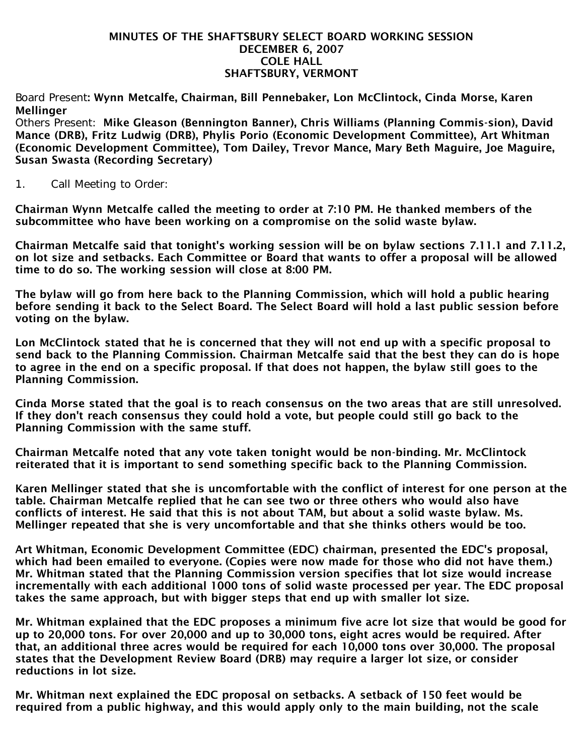# MINUTES OF THE SHAFTSBURY SELECT BOARD WORKING SESSION
## DECEMBER 6, 2007
## COLE HALL
## SHAFTSBURY, VERMONT

Board Present: **Wynn Metcalfe, Chairman, Bill Pennebaker, Lon McClintock, Cinda Morse, Karen Mellinger**
Others Present: **Mike Gleason (Bennington Banner), Chris Williams (Planning Commis-sion), David Mance (DRB), Fritz Ludwig (DRB), Phylis Porio (Economic Development Committee), Art Whitman (Economic Development Committee), Tom Dailey, Trevor Mance, Mary Beth Maguire, Joe Maguire, Susan Swasta (Recording Secretary)**

1. Call Meeting to Order:

**Chairman Wynn Metcalfe called the meeting to order at 7:10 PM. He thanked members of the subcommittee who have been working on a compromise on the solid waste bylaw.**

**Chairman Metcalfe said that tonight's working session will be on bylaw sections 7.11.1 and 7.11.2, on lot size and setbacks. Each Committee or Board that wants to offer a proposal will be allowed time to do so. The working session will close at 8:00 PM.**

**The bylaw will go from here back to the Planning Commission, which will hold a public hearing before sending it back to the Select Board. The Select Board will hold a last public session before voting on the bylaw.**

**Lon McClintock stated that he is concerned that they will not end up with a specific proposal to send back to the Planning Commission. Chairman Metcalfe said that the best they can do is hope to agree in the end on a specific proposal. If that does not happen, the bylaw still goes to the Planning Commission.**

**Cinda Morse stated that the goal is to reach consensus on the two areas that are still unresolved. If they don't reach consensus they could hold a vote, but people could still go back to the Planning Commission with the same stuff.**

**Chairman Metcalfe noted that any vote taken tonight would be non-binding. Mr. McClintock reiterated that it is important to send something specific back to the Planning Commission.**

**Karen Mellinger stated that she is uncomfortable with the conflict of interest for one person at the table. Chairman Metcalfe replied that he can see two or three others who would also have conflicts of interest. He said that this is not about TAM, but about a solid waste bylaw. Ms. Mellinger repeated that she is very uncomfortable and that she thinks others would be too.**

**Art Whitman, Economic Development Committee (EDC) chairman, presented the EDC's proposal, which had been emailed to everyone. (Copies were now made for those who did not have them.) Mr. Whitman stated that the Planning Commission version specifies that lot size would increase incrementally with each additional 1000 tons of solid waste processed per year. The EDC proposal takes the same approach, but with bigger steps that end up with smaller lot size.**

**Mr. Whitman explained that the EDC proposes a minimum five acre lot size that would be good for up to 20,000 tons. For over 20,000 and up to 30,000 tons, eight acres would be required. After that, an additional three acres would be required for each 10,000 tons over 30,000. The proposal states that the Development Review Board (DRB) may require a larger lot size, or consider reductions in lot size.**

**Mr. Whitman next explained the EDC proposal on setbacks. A setback of 150 feet would be required from a public highway, and this would apply only to the main building, not the scale**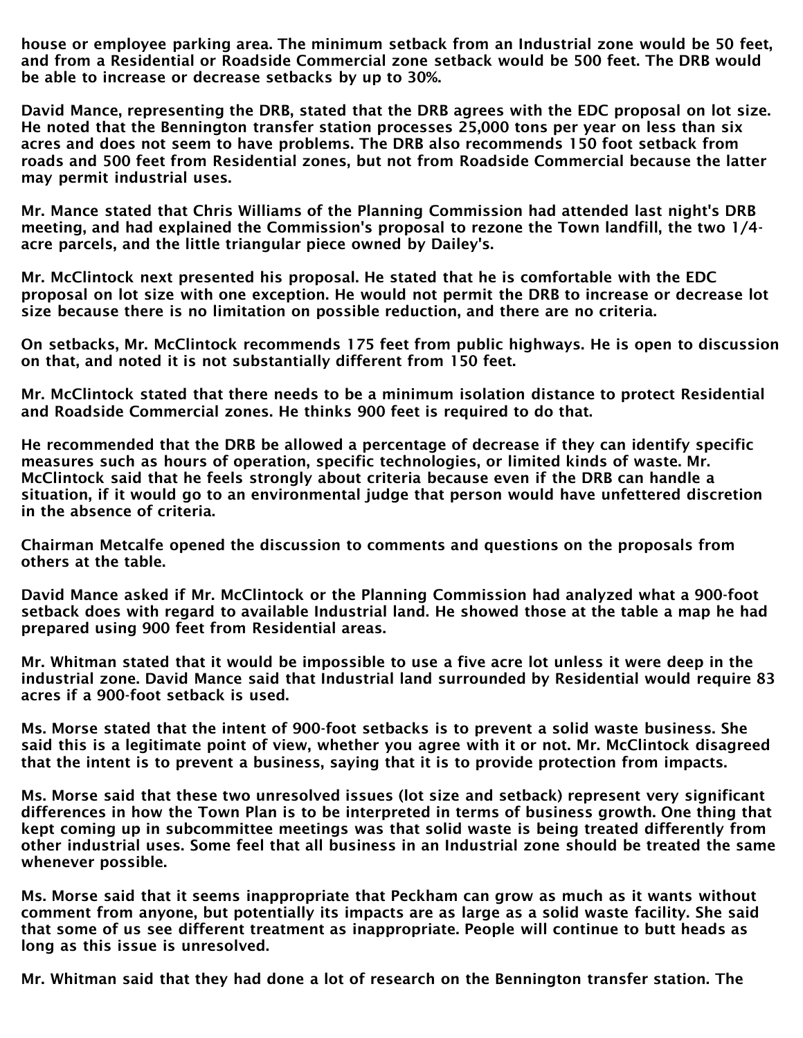house or employee parking area. The minimum setback from an Industrial zone would be 50 feet, and from a Residential or Roadside Commercial zone setback would be 500 feet. The DRB would be able to increase or decrease setbacks by up to 30%.

David Mance, representing the DRB, stated that the DRB agrees with the EDC proposal on lot size. He noted that the Bennington transfer station processes 25,000 tons per year on less than six acres and does not seem to have problems. The DRB also recommends 150 foot setback from roads and 500 feet from Residential zones, but not from Roadside Commercial because the latter may permit industrial uses.

Mr. Mance stated that Chris Williams of the Planning Commission had attended last night's DRB meeting, and had explained the Commission's proposal to rezone the Town landfill, the two 1/4-acre parcels, and the little triangular piece owned by Dailey's.

Mr. McClintock next presented his proposal. He stated that he is comfortable with the EDC proposal on lot size with one exception. He would not permit the DRB to increase or decrease lot size because there is no limitation on possible reduction, and there are no criteria.

On setbacks, Mr. McClintock recommends 175 feet from public highways. He is open to discussion on that, and noted it is not substantially different from 150 feet.

Mr. McClintock stated that there needs to be a minimum isolation distance to protect Residential and Roadside Commercial zones. He thinks 900 feet is required to do that.

He recommended that the DRB be allowed a percentage of decrease if they can identify specific measures such as hours of operation, specific technologies, or limited kinds of waste. Mr. McClintock said that he feels strongly about criteria because even if the DRB can handle a situation, if it would go to an environmental judge that person would have unfettered discretion in the absence of criteria.

Chairman Metcalfe opened the discussion to comments and questions on the proposals from others at the table.

David Mance asked if Mr. McClintock or the Planning Commission had analyzed what a 900-foot setback does with regard to available Industrial land. He showed those at the table a map he had prepared using 900 feet from Residential areas.

Mr. Whitman stated that it would be impossible to use a five acre lot unless it were deep in the industrial zone. David Mance said that Industrial land surrounded by Residential would require 83 acres if a 900-foot setback is used.

Ms. Morse stated that the intent of 900-foot setbacks is to prevent a solid waste business. She said this is a legitimate point of view, whether you agree with it or not. Mr. McClintock disagreed that the intent is to prevent a business, saying that it is to provide protection from impacts.

Ms. Morse said that these two unresolved issues (lot size and setback) represent very significant differences in how the Town Plan is to be interpreted in terms of business growth. One thing that kept coming up in subcommittee meetings was that solid waste is being treated differently from other industrial uses. Some feel that all business in an Industrial zone should be treated the same whenever possible.

Ms. Morse said that it seems inappropriate that Peckham can grow as much as it wants without comment from anyone, but potentially its impacts are as large as a solid waste facility. She said that some of us see different treatment as inappropriate. People will continue to butt heads as long as this issue is unresolved.

Mr. Whitman said that they had done a lot of research on the Bennington transfer station. The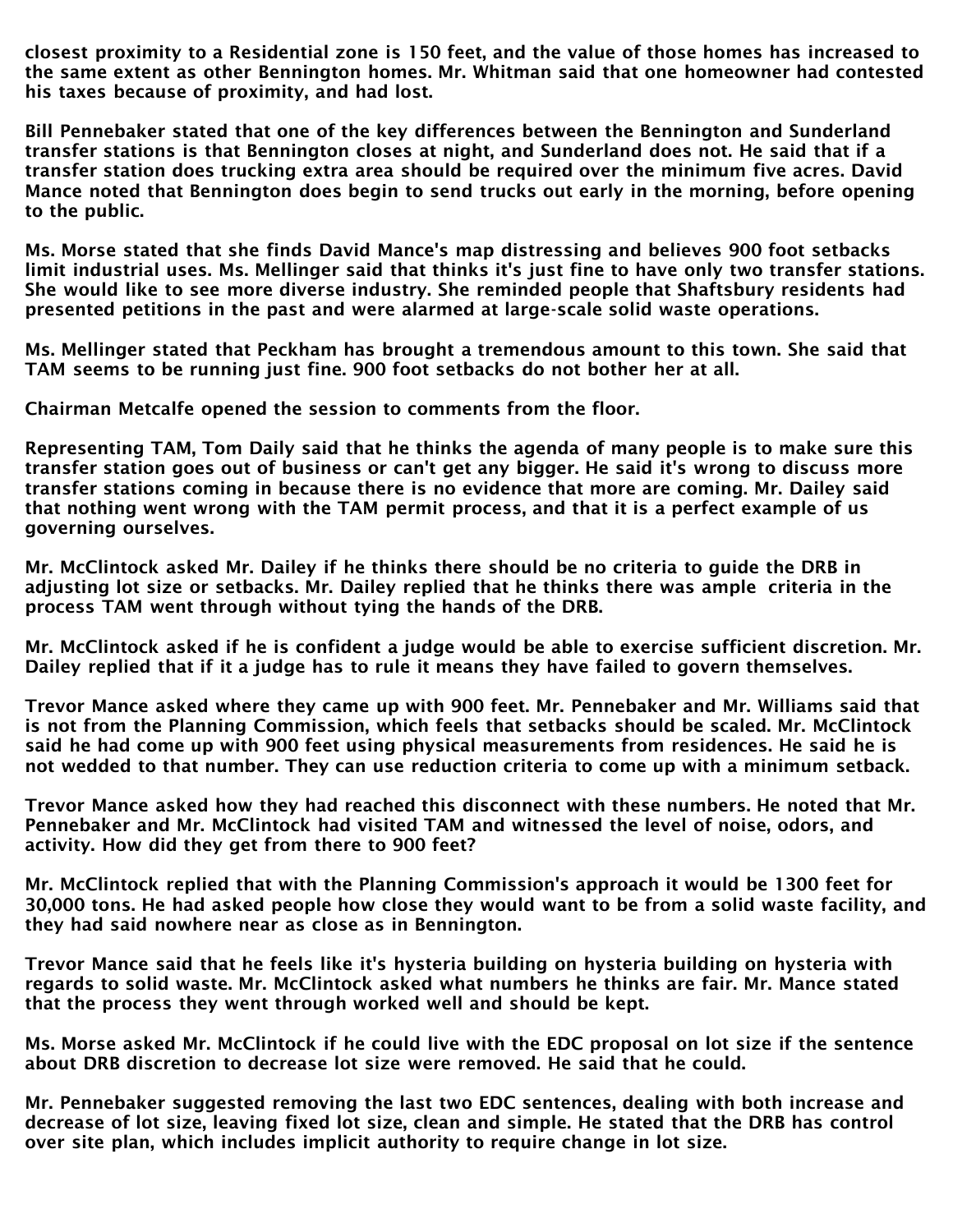closest proximity to a Residential zone is 150 feet, and the value of those homes has increased to the same extent as other Bennington homes. Mr. Whitman said that one homeowner had contested his taxes because of proximity, and had lost.

Bill Pennebaker stated that one of the key differences between the Bennington and Sunderland transfer stations is that Bennington closes at night, and Sunderland does not. He said that if a transfer station does trucking extra area should be required over the minimum five acres. David Mance noted that Bennington does begin to send trucks out early in the morning, before opening to the public.

Ms. Morse stated that she finds David Mance's map distressing and believes 900 foot setbacks limit industrial uses. Ms. Mellinger said that thinks it's just fine to have only two transfer stations. She would like to see more diverse industry. She reminded people that Shaftsbury residents had presented petitions in the past and were alarmed at large-scale solid waste operations.

Ms. Mellinger stated that Peckham has brought a tremendous amount to this town. She said that TAM seems to be running just fine. 900 foot setbacks do not bother her at all.

Chairman Metcalfe opened the session to comments from the floor.

Representing TAM, Tom Daily said that he thinks the agenda of many people is to make sure this transfer station goes out of business or can't get any bigger. He said it's wrong to discuss more transfer stations coming in because there is no evidence that more are coming. Mr. Dailey said that nothing went wrong with the TAM permit process, and that it is a perfect example of us governing ourselves.

Mr. McClintock asked Mr. Dailey if he thinks there should be no criteria to guide the DRB in adjusting lot size or setbacks. Mr. Dailey replied that he thinks there was ample criteria in the process TAM went through without tying the hands of the DRB.

Mr. McClintock asked if he is confident a judge would be able to exercise sufficient discretion. Mr. Dailey replied that if it a judge has to rule it means they have failed to govern themselves.

Trevor Mance asked where they came up with 900 feet. Mr. Pennebaker and Mr. Williams said that is not from the Planning Commission, which feels that setbacks should be scaled. Mr. McClintock said he had come up with 900 feet using physical measurements from residences. He said he is not wedded to that number. They can use reduction criteria to come up with a minimum setback.

Trevor Mance asked how they had reached this disconnect with these numbers. He noted that Mr. Pennebaker and Mr. McClintock had visited TAM and witnessed the level of noise, odors, and activity. How did they get from there to 900 feet?

Mr. McClintock replied that with the Planning Commission's approach it would be 1300 feet for 30,000 tons. He had asked people how close they would want to be from a solid waste facility, and they had said nowhere near as close as in Bennington.

Trevor Mance said that he feels like it's hysteria building on hysteria building on hysteria with regards to solid waste. Mr. McClintock asked what numbers he thinks are fair. Mr. Mance stated that the process they went through worked well and should be kept.

Ms. Morse asked Mr. McClintock if he could live with the EDC proposal on lot size if the sentence about DRB discretion to decrease lot size were removed. He said that he could.

Mr. Pennebaker suggested removing the last two EDC sentences, dealing with both increase and decrease of lot size, leaving fixed lot size, clean and simple. He stated that the DRB has control over site plan, which includes implicit authority to require change in lot size.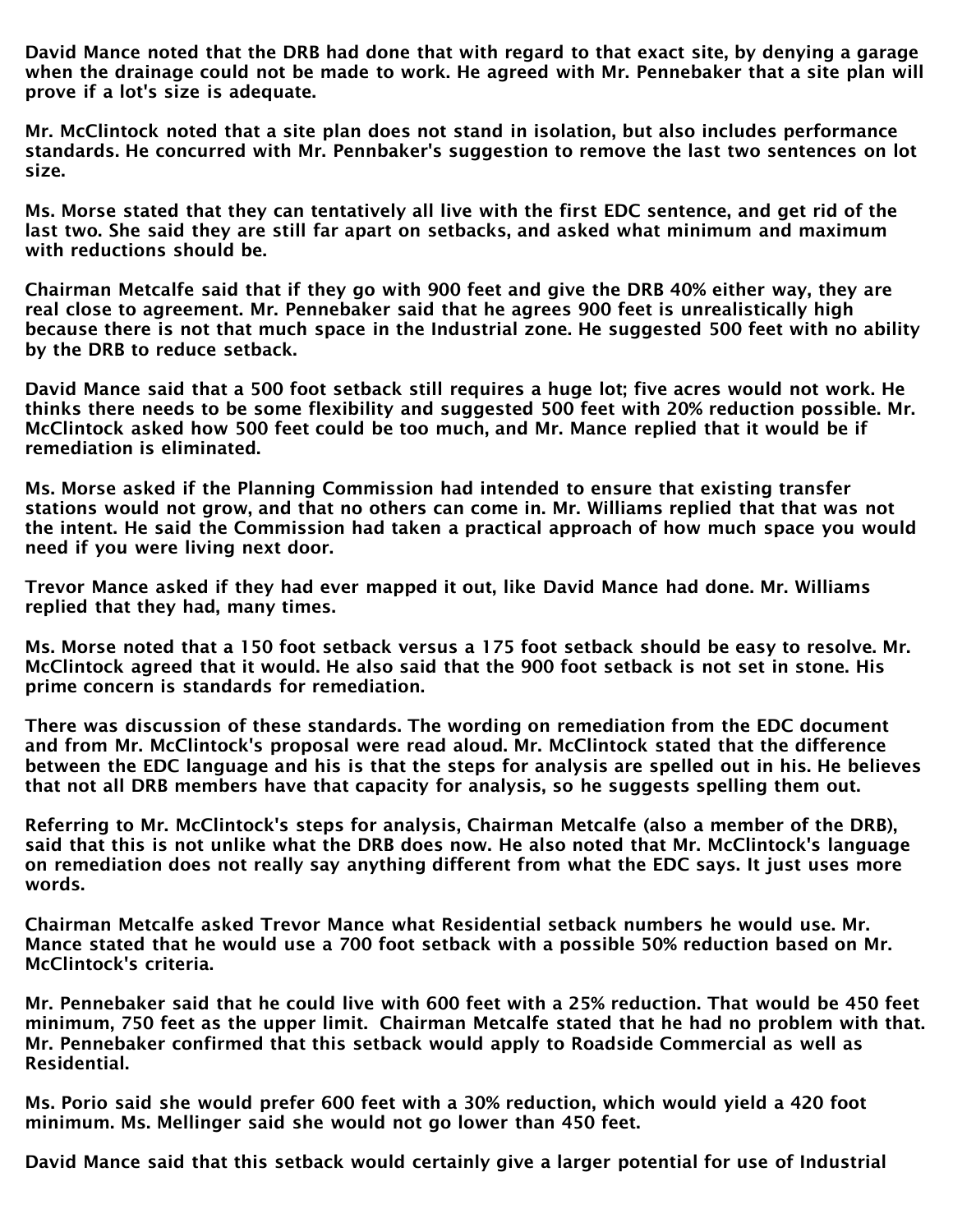David Mance noted that the DRB had done that with regard to that exact site, by denying a garage when the drainage could not be made to work. He agreed with Mr. Pennebaker that a site plan will prove if a lot's size is adequate.

Mr. McClintock noted that a site plan does not stand in isolation, but also includes performance standards. He concurred with Mr. Pennbaker's suggestion to remove the last two sentences on lot size.

Ms. Morse stated that they can tentatively all live with the first EDC sentence, and get rid of the last two. She said they are still far apart on setbacks, and asked what minimum and maximum with reductions should be.

Chairman Metcalfe said that if they go with 900 feet and give the DRB 40% either way, they are real close to agreement. Mr. Pennebaker said that he agrees 900 feet is unrealistically high because there is not that much space in the Industrial zone. He suggested 500 feet with no ability by the DRB to reduce setback.

David Mance said that a 500 foot setback still requires a huge lot; five acres would not work. He thinks there needs to be some flexibility and suggested 500 feet with 20% reduction possible. Mr. McClintock asked how 500 feet could be too much, and Mr. Mance replied that it would be if remediation is eliminated.

Ms. Morse asked if the Planning Commission had intended to ensure that existing transfer stations would not grow, and that no others can come in. Mr. Williams replied that that was not the intent. He said the Commission had taken a practical approach of how much space you would need if you were living next door.

Trevor Mance asked if they had ever mapped it out, like David Mance had done. Mr. Williams replied that they had, many times.

Ms. Morse noted that a 150 foot setback versus a 175 foot setback should be easy to resolve. Mr. McClintock agreed that it would. He also said that the 900 foot setback is not set in stone. His prime concern is standards for remediation.

There was discussion of these standards. The wording on remediation from the EDC document and from Mr. McClintock's proposal were read aloud. Mr. McClintock stated that the difference between the EDC language and his is that the steps for analysis are spelled out in his. He believes that not all DRB members have that capacity for analysis, so he suggests spelling them out.

Referring to Mr. McClintock's steps for analysis, Chairman Metcalfe (also a member of the DRB), said that this is not unlike what the DRB does now. He also noted that Mr. McClintock's language on remediation does not really say anything different from what the EDC says. It just uses more words.

Chairman Metcalfe asked Trevor Mance what Residential setback numbers he would use. Mr. Mance stated that he would use a 700 foot setback with a possible 50% reduction based on Mr. McClintock's criteria.

Mr. Pennebaker said that he could live with 600 feet with a 25% reduction. That would be 450 feet minimum, 750 feet as the upper limit. Chairman Metcalfe stated that he had no problem with that. Mr. Pennebaker confirmed that this setback would apply to Roadside Commercial as well as Residential.

Ms. Porio said she would prefer 600 feet with a 30% reduction, which would yield a 420 foot minimum. Ms. Mellinger said she would not go lower than 450 feet.

David Mance said that this setback would certainly give a larger potential for use of Industrial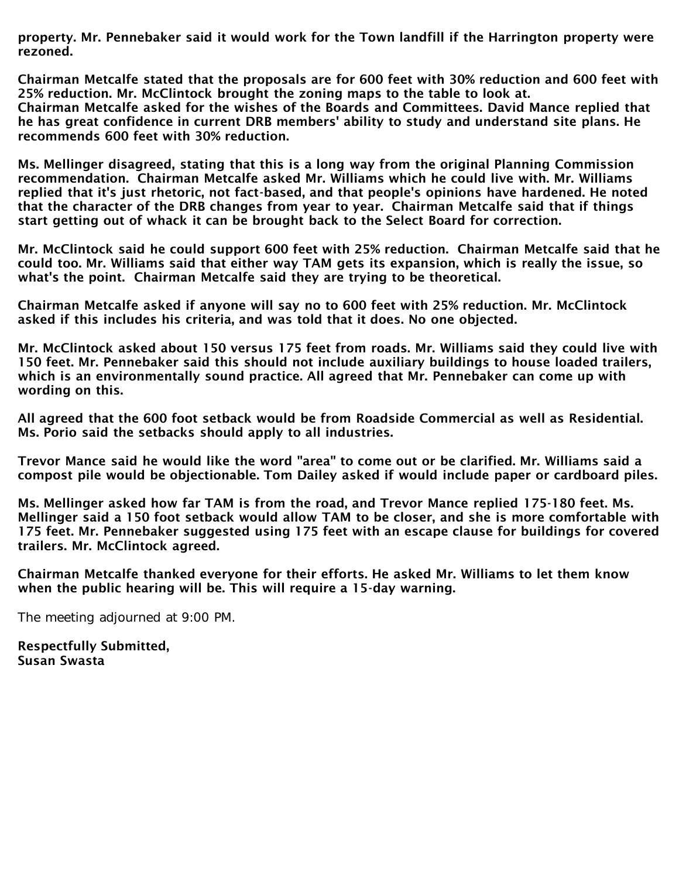**property. Mr. Pennebaker said it would work for the Town landfill if the Harrington property were rezoned.**

**Chairman Metcalfe stated that the proposals are for 600 feet with 30% reduction and 600 feet with 25% reduction. Mr. McClintock brought the zoning maps to the table to look at. Chairman Metcalfe asked for the wishes of the Boards and Committees. David Mance replied that he has great confidence in current DRB members' ability to study and understand site plans. He recommends 600 feet with 30% reduction.**

**Ms. Mellinger disagreed, stating that this is a long way from the original Planning Commission recommendation. Chairman Metcalfe asked Mr. Williams which he could live with. Mr. Williams replied that it's just rhetoric, not fact-based, and that people's opinions have hardened. He noted that the character of the DRB changes from year to year. Chairman Metcalfe said that if things start getting out of whack it can be brought back to the Select Board for correction.**

**Mr. McClintock said he could support 600 feet with 25% reduction. Chairman Metcalfe said that he could too. Mr. Williams said that either way TAM gets its expansion, which is really the issue, so what's the point. Chairman Metcalfe said they are trying to be theoretical.**

**Chairman Metcalfe asked if anyone will say no to 600 feet with 25% reduction. Mr. McClintock asked if this includes his criteria, and was told that it does. No one objected.**

**Mr. McClintock asked about 150 versus 175 feet from roads. Mr. Williams said they could live with 150 feet. Mr. Pennebaker said this should not include auxiliary buildings to house loaded trailers, which is an environmentally sound practice. All agreed that Mr. Pennebaker can come up with wording on this.**

**All agreed that the 600 foot setback would be from Roadside Commercial as well as Residential. Ms. Porio said the setbacks should apply to all industries.**

**Trevor Mance said he would like the word "area" to come out or be clarified. Mr. Williams said a compost pile would be objectionable. Tom Dailey asked if would include paper or cardboard piles.**

**Ms. Mellinger asked how far TAM is from the road, and Trevor Mance replied 175-180 feet. Ms. Mellinger said a 150 foot setback would allow TAM to be closer, and she is more comfortable with 175 feet. Mr. Pennebaker suggested using 175 feet with an escape clause for buildings for covered trailers. Mr. McClintock agreed.**

**Chairman Metcalfe thanked everyone for their efforts. He asked Mr. Williams to let them know when the public hearing will be. This will require a 15-day warning.**

The meeting adjourned at 9:00 PM.

**Respectfully Submitted,**
**Susan Swasta**